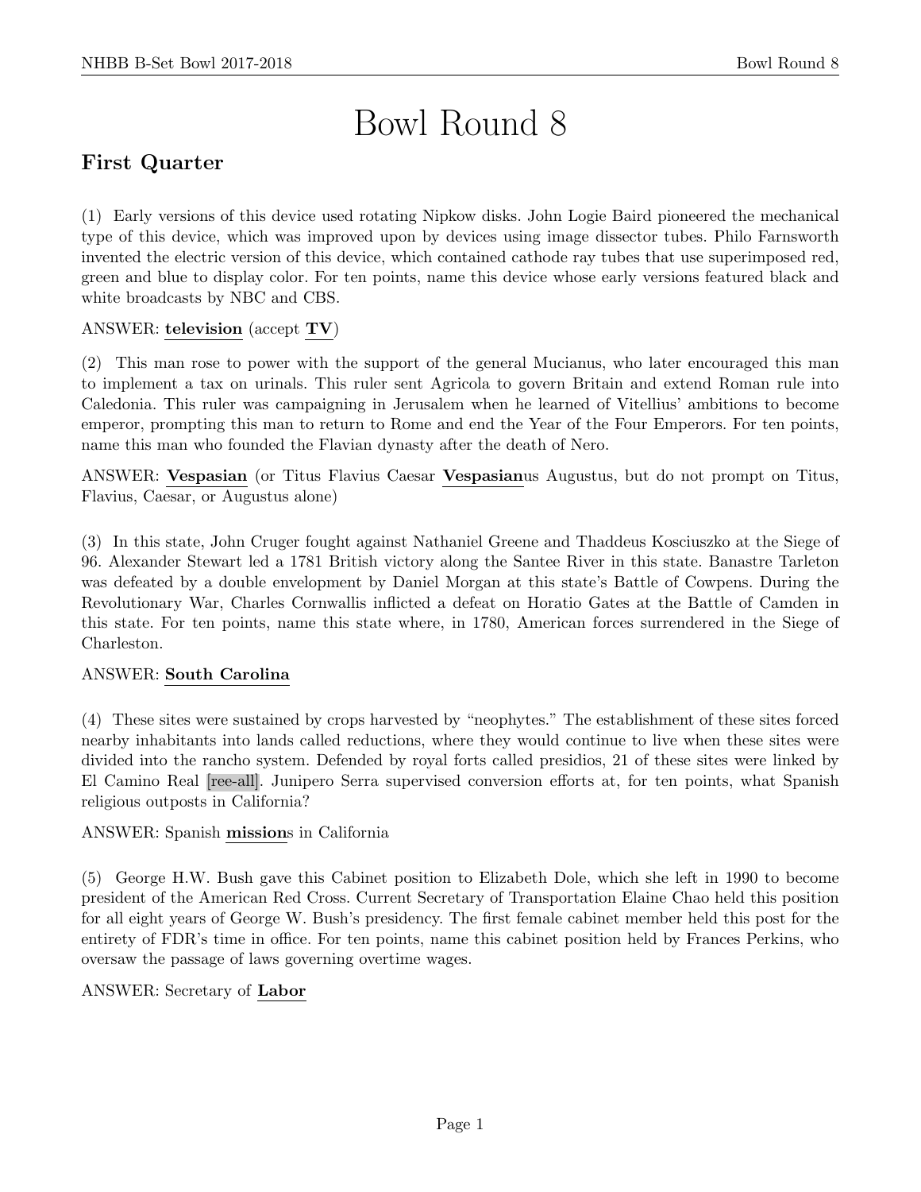# Bowl Round 8

## First Quarter

(1) Early versions of this device used rotating Nipkow disks. John Logie Baird pioneered the mechanical type of this device, which was improved upon by devices using image dissector tubes. Philo Farnsworth invented the electric version of this device, which contained cathode ray tubes that use superimposed red, green and blue to display color. For ten points, name this device whose early versions featured black and white broadcasts by NBC and CBS.

ANSWER: **television** (accept **TV**)

(2) This man rose to power with the support of the general Mucianus, who later encouraged this man to implement a tax on urinals. This ruler sent Agricola to govern Britain and extend Roman rule into Caledonia. This ruler was campaigning in Jerusalem when he learned of Vitellius' ambitions to become emperor, prompting this man to return to Rome and end the Year of the Four Emperors. For ten points, name this man who founded the Flavian dynasty after the death of Nero.

ANSWER: **Vespasian** (or Titus Flavius Caesar **Vespasian**us Augustus, but do not prompt on Titus, Flavius, Caesar, or Augustus alone)

(3) In this state, John Cruger fought against Nathaniel Greene and Thaddeus Kosciuszko at the Siege of 96. Alexander Stewart led a 1781 British victory along the Santee River in this state. Banastre Tarleton was defeated by a double envelopment by Daniel Morgan at this state's Battle of Cowpens. During the Revolutionary War, Charles Cornwallis inflicted a defeat on Horatio Gates at the Battle of Camden in this state. For ten points, name this state where, in 1780, American forces surrendered in the Siege of Charleston.

ANSWER: **South Carolina**

(4) These sites were sustained by crops harvested by "neophytes." The establishment of these sites forced nearby inhabitants into lands called reductions, where they would continue to live when these sites were divided into the rancho system. Defended by royal forts called presidios, 21 of these sites were linked by El Camino Real [ree-all]. Junipero Serra supervised conversion efforts at, for ten points, what Spanish religious outposts in California?

ANSWER: Spanish **mission**s in California

(5) George H.W. Bush gave this Cabinet position to Elizabeth Dole, which she left in 1990 to become president of the American Red Cross. Current Secretary of Transportation Elaine Chao held this position for all eight years of George W. Bush's presidency. The first female cabinet member held this post for the entirety of FDR's time in office. For ten points, name this cabinet position held by Frances Perkins, who oversaw the passage of laws governing overtime wages.

ANSWER: Secretary of **Labor**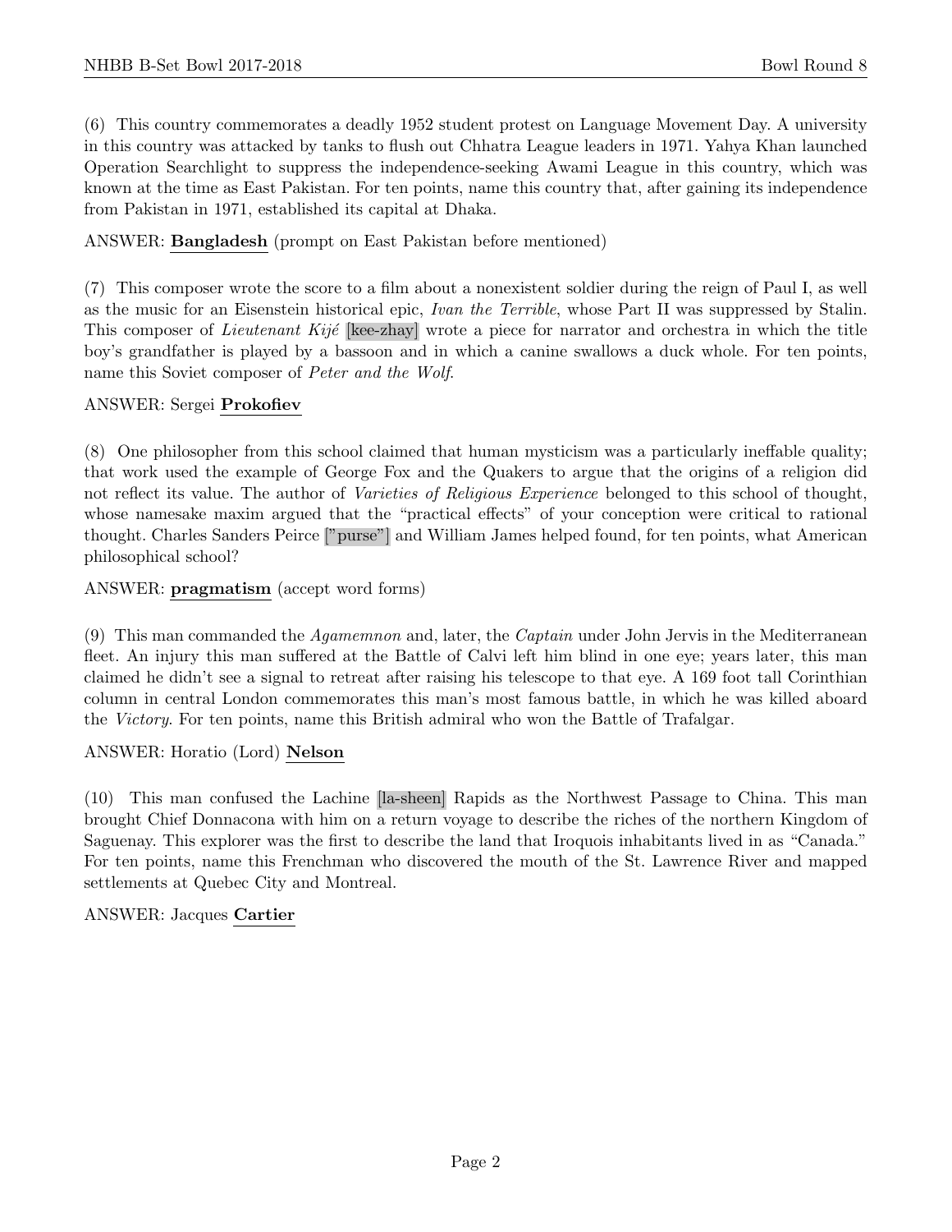(6) This country commemorates a deadly 1952 student protest on Language Movement Day. A university in this country was attacked by tanks to flush out Chhatra League leaders in 1971. Yahya Khan launched Operation Searchlight to suppress the independence-seeking Awami League in this country, which was known at the time as East Pakistan. For ten points, name this country that, after gaining its independence from Pakistan in 1971, established its capital at Dhaka.

ANSWER: **Bangladesh** (prompt on East Pakistan before mentioned)

(7) This composer wrote the score to a film about a nonexistent soldier during the reign of Paul I, as well as the music for an Eisenstein historical epic, *Ivan the Terrible*, whose Part II was suppressed by Stalin. This composer of *Lieutenant Kijé* [kee-zhay] wrote a piece for narrator and orchestra in which the title boy's grandfather is played by a bassoon and in which a canine swallows a duck whole. For ten points, name this Soviet composer of *Peter and the Wolf*.

ANSWER: Sergei **Prokofiev**

(8) One philosopher from this school claimed that human mysticism was a particularly ineffable quality; that work used the example of George Fox and the Quakers to argue that the origins of a religion did not reflect its value. The author of *Varieties of Religious Experience* belonged to this school of thought, whose namesake maxim argued that the "practical effects" of your conception were critical to rational thought. Charles Sanders Peirce ["purse"] and William James helped found, for ten points, what American philosophical school?

ANSWER: **pragmatism** (accept word forms)

(9) This man commanded the *Agamemnon* and, later, the *Captain* under John Jervis in the Mediterranean fleet. An injury this man suffered at the Battle of Calvi left him blind in one eye; years later, this man claimed he didn't see a signal to retreat after raising his telescope to that eye. A 169 foot tall Corinthian column in central London commemorates this man's most famous battle, in which he was killed aboard the *Victory*. For ten points, name this British admiral who won the Battle of Trafalgar.

ANSWER: Horatio (Lord) **Nelson**

(10) This man confused the Lachine [la-sheen] Rapids as the Northwest Passage to China. This man brought Chief Donnacona with him on a return voyage to describe the riches of the northern Kingdom of Saguenay. This explorer was the first to describe the land that Iroquois inhabitants lived in as "Canada." For ten points, name this Frenchman who discovered the mouth of the St. Lawrence River and mapped settlements at Quebec City and Montreal.

ANSWER: Jacques **Cartier**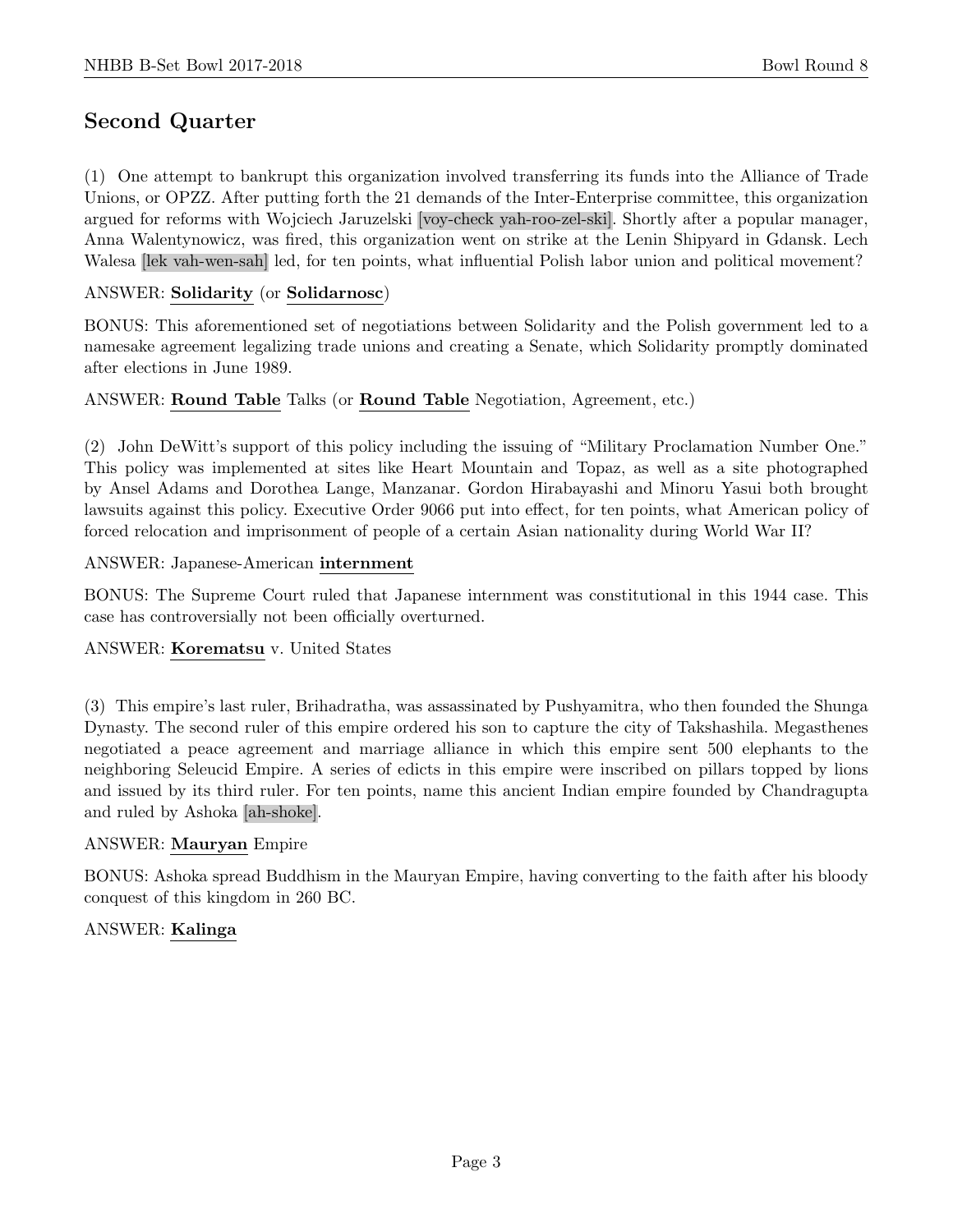## Second Quarter

(1) One attempt to bankrupt this organization involved transferring its funds into the Alliance of Trade Unions, or OPZZ. After putting forth the 21 demands of the Inter-Enterprise committee, this organization argued for reforms with Wojciech Jaruzelski [voy-check yah-roo-zel-ski]. Shortly after a popular manager, Anna Walentynowicz, was fired, this organization went on strike at the Lenin Shipyard in Gdansk. Lech Walesa [lek vah-wen-sah] led, for ten points, what influential Polish labor union and political movement?

ANSWER: **Solidarity** (or **Solidarnosc**)

BONUS: This aforementioned set of negotiations between Solidarity and the Polish government led to a namesake agreement legalizing trade unions and creating a Senate, which Solidarity promptly dominated after elections in June 1989.

ANSWER: **Round Table** Talks (or **Round Table** Negotiation, Agreement, etc.)

(2) John DeWitt's support of this policy including the issuing of "Military Proclamation Number One." This policy was implemented at sites like Heart Mountain and Topaz, as well as a site photographed by Ansel Adams and Dorothea Lange, Manzanar. Gordon Hirabayashi and Minoru Yasui both brought lawsuits against this policy. Executive Order 9066 put into effect, for ten points, what American policy of forced relocation and imprisonment of people of a certain Asian nationality during World War II?

ANSWER: Japanese-American **internment**

BONUS: The Supreme Court ruled that Japanese internment was constitutional in this 1944 case. This case has controversially not been officially overturned.

ANSWER: **Korematsu** v. United States

(3) This empire's last ruler, Brihadratha, was assassinated by Pushyamitra, who then founded the Shunga Dynasty. The second ruler of this empire ordered his son to capture the city of Takshashila. Megasthenes negotiated a peace agreement and marriage alliance in which this empire sent 500 elephants to the neighboring Seleucid Empire. A series of edicts in this empire were inscribed on pillars topped by lions and issued by its third ruler. For ten points, name this ancient Indian empire founded by Chandragupta and ruled by Ashoka [ah-shoke].

ANSWER: **Mauryan** Empire

BONUS: Ashoka spread Buddhism in the Mauryan Empire, having converting to the faith after his bloody conquest of this kingdom in 260 BC.

ANSWER: **Kalinga**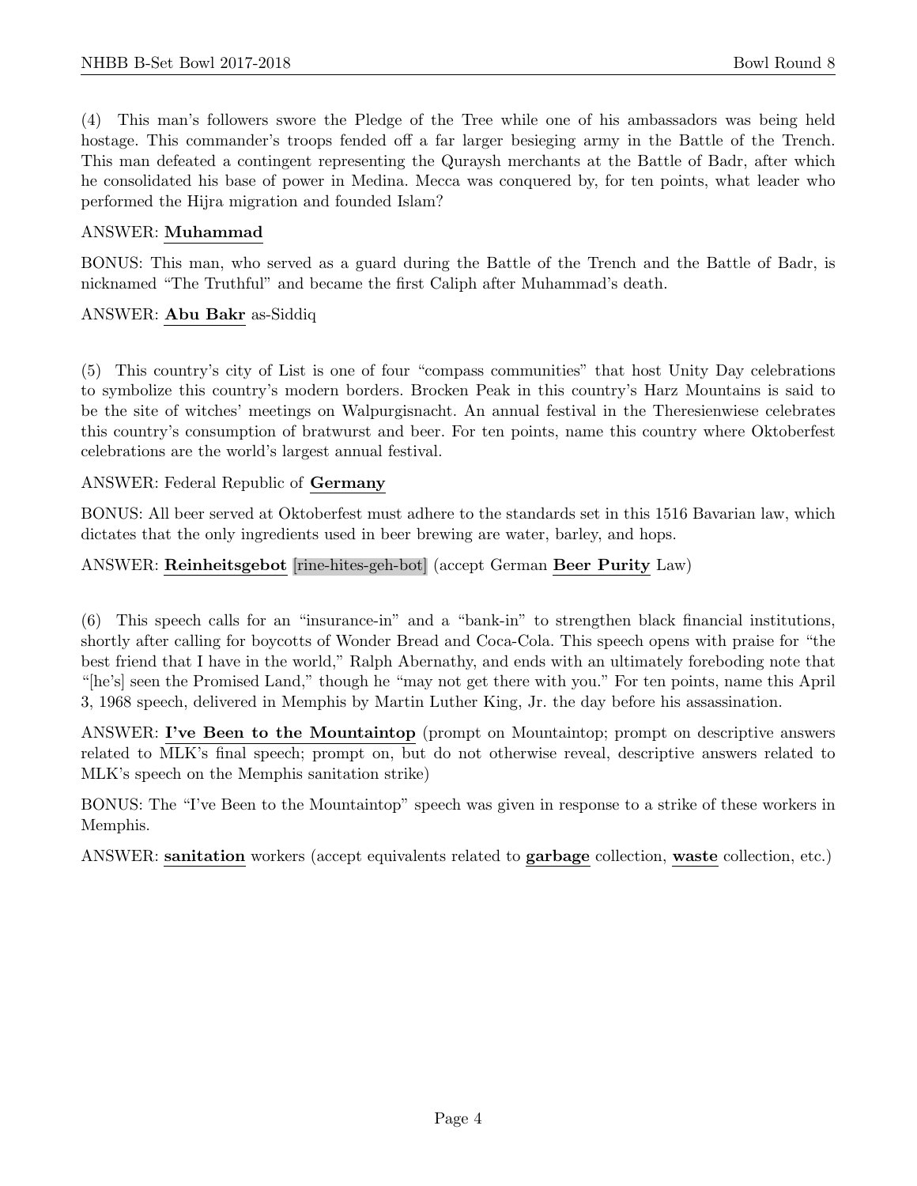(4) This man's followers swore the Pledge of the Tree while one of his ambassadors was being held hostage. This commander's troops fended off a far larger besieging army in the Battle of the Trench. This man defeated a contingent representing the Quraysh merchants at the Battle of Badr, after which he consolidated his base of power in Medina. Mecca was conquered by, for ten points, what leader who performed the Hijra migration and founded Islam?

ANSWER: **Muhammad**

BONUS: This man, who served as a guard during the Battle of the Trench and the Battle of Badr, is nicknamed "The Truthful" and became the first Caliph after Muhammad's death.

ANSWER: **Abu Bakr** as-Siddiq

(5) This country's city of List is one of four "compass communities" that host Unity Day celebrations to symbolize this country's modern borders. Brocken Peak in this country's Harz Mountains is said to be the site of witches' meetings on Walpurgisnacht. An annual festival in the Theresienwiese celebrates this country's consumption of bratwurst and beer. For ten points, name this country where Oktoberfest celebrations are the world's largest annual festival.

ANSWER: Federal Republic of **Germany**

BONUS: All beer served at Oktoberfest must adhere to the standards set in this 1516 Bavarian law, which dictates that the only ingredients used in beer brewing are water, barley, and hops.

ANSWER: **Reinheitsgebot** [rine-hites-geh-bot] (accept German **Beer Purity** Law)

(6) This speech calls for an "insurance-in" and a "bank-in" to strengthen black financial institutions, shortly after calling for boycotts of Wonder Bread and Coca-Cola. This speech opens with praise for "the best friend that I have in the world," Ralph Abernathy, and ends with an ultimately foreboding note that "[he's] seen the Promised Land," though he "may not get there with you." For ten points, name this April 3, 1968 speech, delivered in Memphis by Martin Luther King, Jr. the day before his assassination.

ANSWER: **I've Been to the Mountaintop** (prompt on Mountaintop; prompt on descriptive answers related to MLK's final speech; prompt on, but do not otherwise reveal, descriptive answers related to MLK's speech on the Memphis sanitation strike)

BONUS: The "I've Been to the Mountaintop" speech was given in response to a strike of these workers in Memphis.

ANSWER: **sanitation** workers (accept equivalents related to **garbage** collection, **waste** collection, etc.)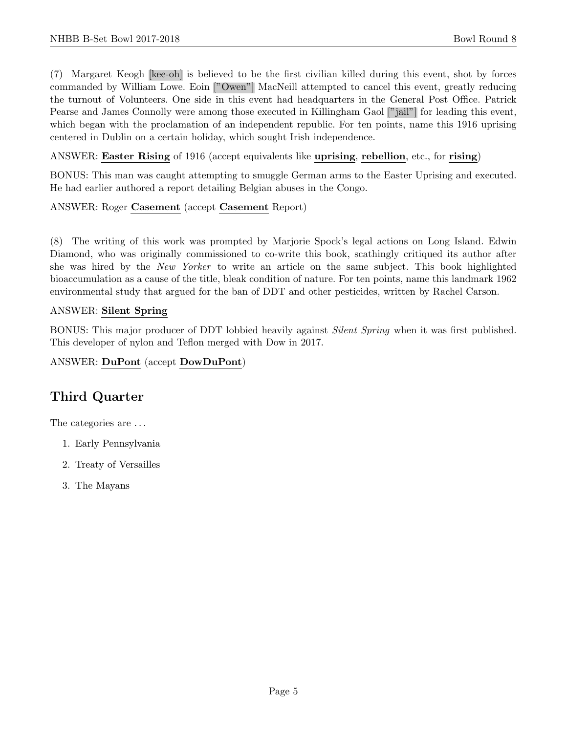(7) Margaret Keogh [kee-oh] is believed to be the first civilian killed during this event, shot by forces commanded by William Lowe. Eoin ["Owen"] MacNeill attempted to cancel this event, greatly reducing the turnout of Volunteers. One side in this event had headquarters in the General Post Office. Patrick Pearse and James Connolly were among those executed in Killingham Gaol ["jail"] for leading this event, which began with the proclamation of an independent republic. For ten points, name this 1916 uprising centered in Dublin on a certain holiday, which sought Irish independence.

ANSWER: **Easter Rising** of 1916 (accept equivalents like **uprising**, **rebellion**, etc., for **rising**)

BONUS: This man was caught attempting to smuggle German arms to the Easter Uprising and executed. He had earlier authored a report detailing Belgian abuses in the Congo.

ANSWER: Roger **Casement** (accept **Casement** Report)

(8) The writing of this work was prompted by Marjorie Spock's legal actions on Long Island. Edwin Diamond, who was originally commissioned to co-write this book, scathingly critiqued its author after she was hired by the *New Yorker* to write an article on the same subject. This book highlighted bioaccumulation as a cause of the title, bleak condition of nature. For ten points, name this landmark 1962 environmental study that argued for the ban of DDT and other pesticides, written by Rachel Carson.

ANSWER: **Silent Spring**

BONUS: This major producer of DDT lobbied heavily against *Silent Spring* when it was first published. This developer of nylon and Teflon merged with Dow in 2017.

ANSWER: **DuPont** (accept **DowDuPont**)

## Third Quarter

The categories are ...

1. Early Pennsylvania
2. Treaty of Versailles
3. The Mayans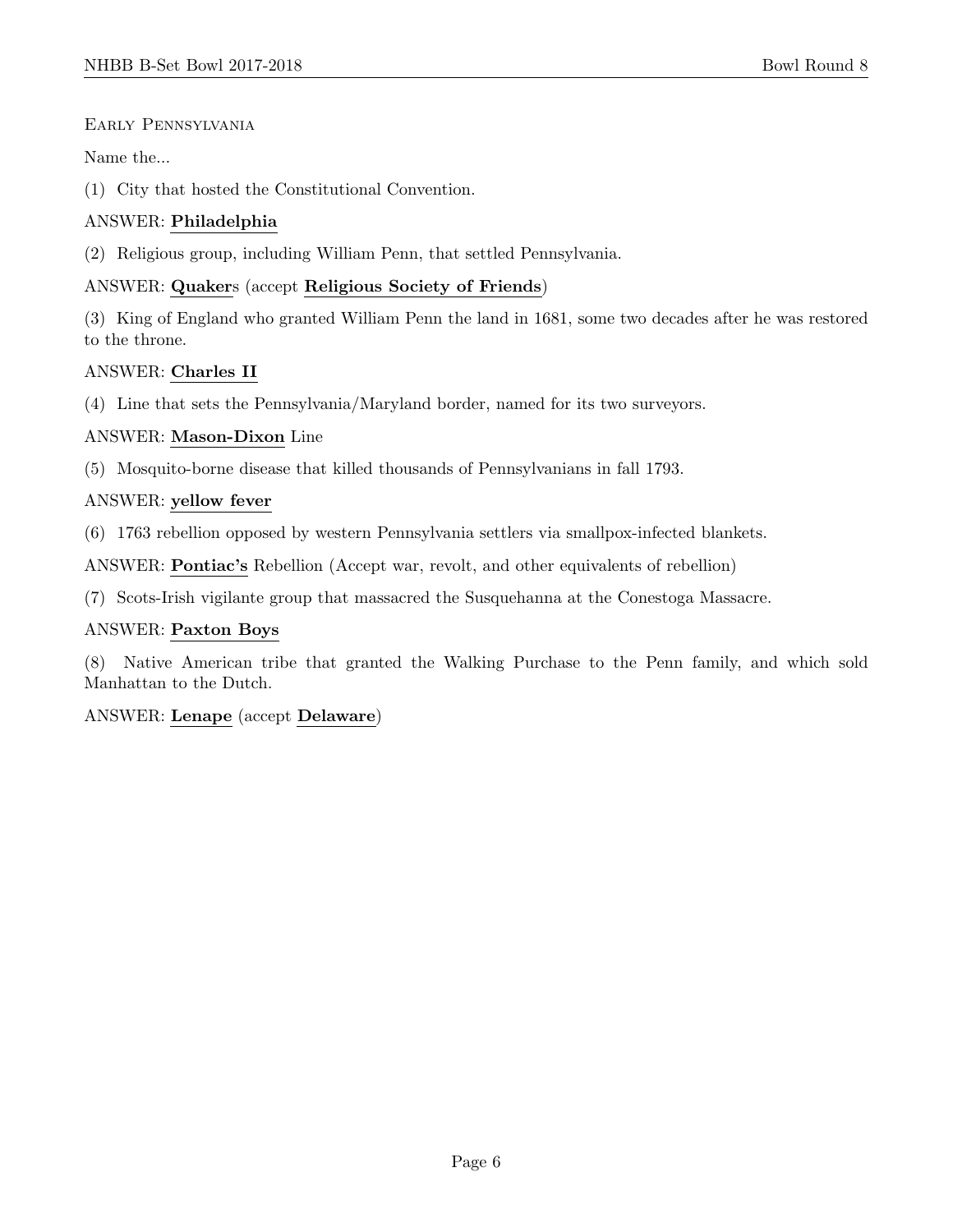Early Pennsylvania

Name the...

(1) City that hosted the Constitutional Convention.

ANSWER: **Philadelphia**

(2) Religious group, including William Penn, that settled Pennsylvania.

ANSWER: **Quaker**s (accept **Religious Society of Friends**)

(3) King of England who granted William Penn the land in 1681, some two decades after he was restored to the throne.

ANSWER: **Charles II**

(4) Line that sets the Pennsylvania/Maryland border, named for its two surveyors.

ANSWER: **Mason-Dixon** Line

(5) Mosquito-borne disease that killed thousands of Pennsylvanians in fall 1793.

ANSWER: **yellow fever**

(6) 1763 rebellion opposed by western Pennsylvania settlers via smallpox-infected blankets.

ANSWER: **Pontiac's** Rebellion (Accept war, revolt, and other equivalents of rebellion)

(7) Scots-Irish vigilante group that massacred the Susquehanna at the Conestoga Massacre.

ANSWER: **Paxton Boys**

(8) Native American tribe that granted the Walking Purchase to the Penn family, and which sold Manhattan to the Dutch.

ANSWER: **Lenape** (accept **Delaware**)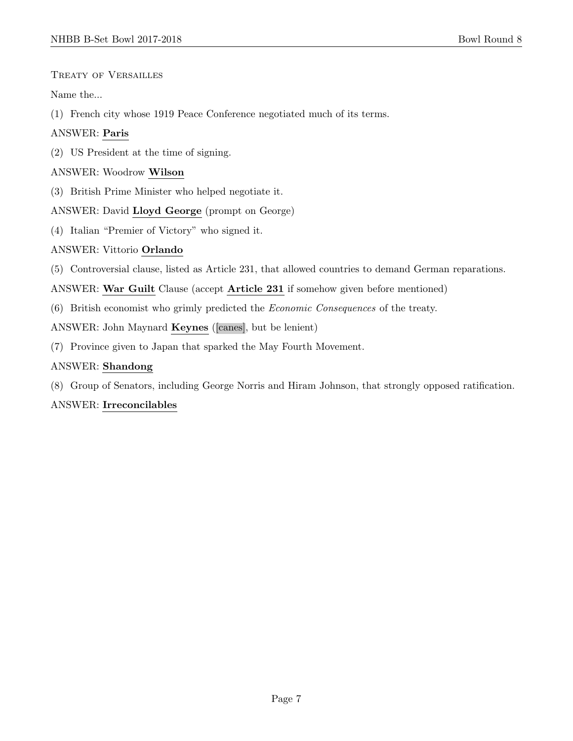Treaty of Versailles

Name the...

(1) French city whose 1919 Peace Conference negotiated much of its terms.

ANSWER: **Paris**

(2) US President at the time of signing.

ANSWER: Woodrow **Wilson**

(3) British Prime Minister who helped negotiate it.

ANSWER: David **Lloyd George** (prompt on George)

(4) Italian "Premier of Victory" who signed it.

ANSWER: Vittorio **Orlando**

(5) Controversial clause, listed as Article 231, that allowed countries to demand German reparations.

ANSWER: **War Guilt** Clause (accept **Article 231** if somehow given before mentioned)

(6) British economist who grimly predicted the *Economic Consequences* of the treaty.

ANSWER: John Maynard **Keynes** ([canes], but be lenient)

(7) Province given to Japan that sparked the May Fourth Movement.

ANSWER: **Shandong**

(8) Group of Senators, including George Norris and Hiram Johnson, that strongly opposed ratification.

ANSWER: **Irreconcilables**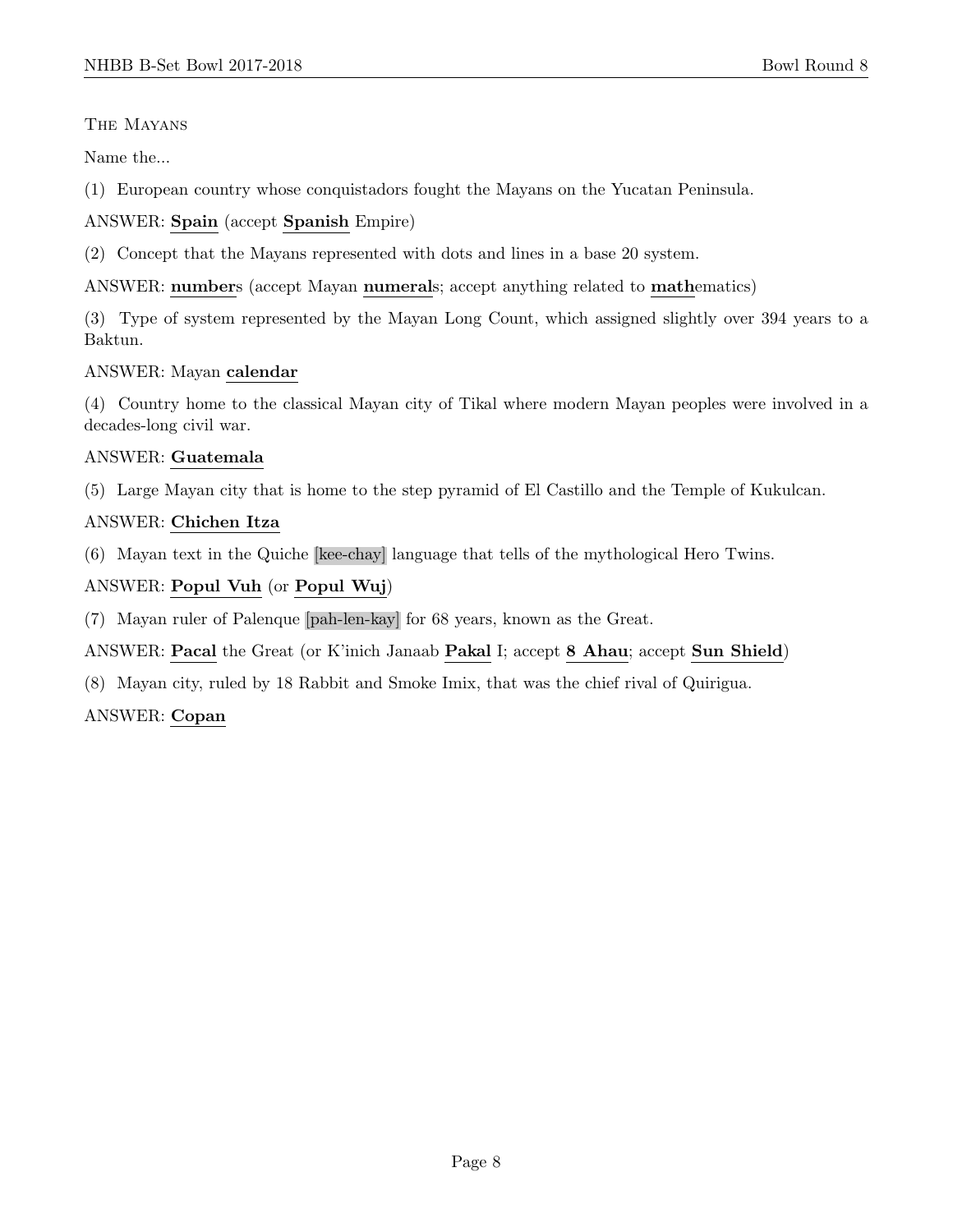The Mayans

Name the...

(1) European country whose conquistadors fought the Mayans on the Yucatan Peninsula.

ANSWER: **Spain** (accept **Spanish** Empire)

(2) Concept that the Mayans represented with dots and lines in a base 20 system.

ANSWER: **number**s (accept Mayan **numeral**s; accept anything related to **math**ematics)

(3) Type of system represented by the Mayan Long Count, which assigned slightly over 394 years to a Baktun.

ANSWER: Mayan **calendar**

(4) Country home to the classical Mayan city of Tikal where modern Mayan peoples were involved in a decades-long civil war.

ANSWER: **Guatemala**

(5) Large Mayan city that is home to the step pyramid of El Castillo and the Temple of Kukulcan.

ANSWER: **Chichen Itza**

(6) Mayan text in the Quiche [kee-chay] language that tells of the mythological Hero Twins.

ANSWER: **Popul Vuh** (or **Popul Wuj**)

(7) Mayan ruler of Palenque [pah-len-kay] for 68 years, known as the Great.

ANSWER: **Pacal** the Great (or K'inich Janaab **Pakal** I; accept **8 Ahau**; accept **Sun Shield**)

(8) Mayan city, ruled by 18 Rabbit and Smoke Imix, that was the chief rival of Quirigua.

ANSWER: **Copan**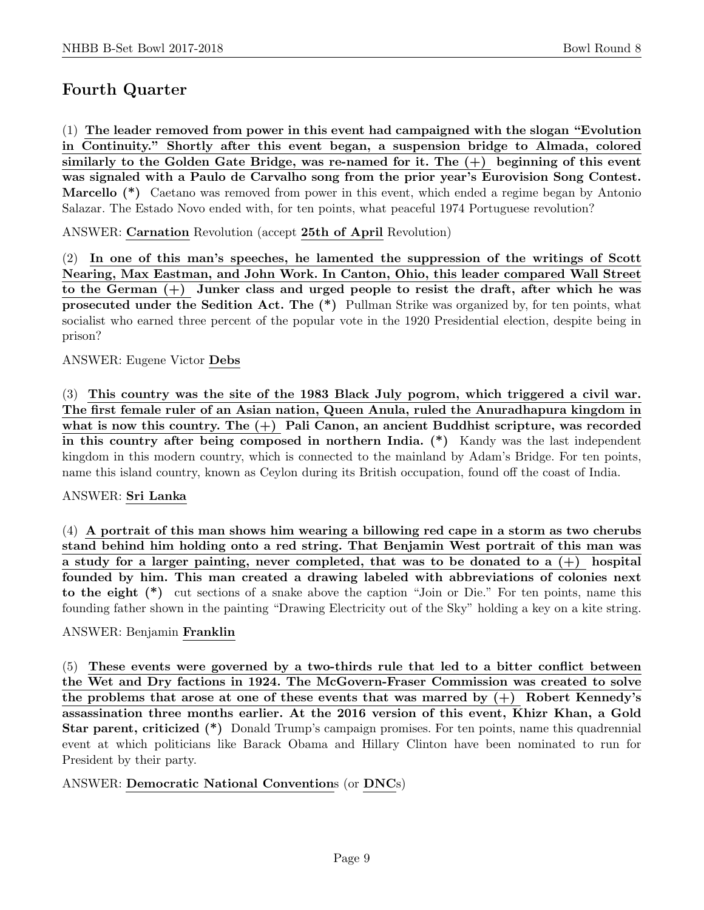## Fourth Quarter

(1) **The leader removed from power in this event had campaigned with the slogan "Evolution in Continuity." Shortly after this event began, a suspension bridge to Almada, colored similarly to the Golden Gate Bridge, was re-named for it. The (+) beginning of this event was signaled with a Paulo de Carvalho song from the prior year's Eurovision Song Contest. Marcello (*)** Caetano was removed from power in this event, which ended a regime began by Antonio Salazar. The Estado Novo ended with, for ten points, what peaceful 1974 Portuguese revolution?

ANSWER: **Carnation** Revolution (accept **25th of April** Revolution)

(2) **In one of this man's speeches, he lamented the suppression of the writings of Scott Nearing, Max Eastman, and John Work. In Canton, Ohio, this leader compared Wall Street to the German (+) Junker class and urged people to resist the draft, after which he was prosecuted under the Sedition Act. The (*)** Pullman Strike was organized by, for ten points, what socialist who earned three percent of the popular vote in the 1920 Presidential election, despite being in prison?

ANSWER: Eugene Victor **Debs**

(3) **This country was the site of the 1983 Black July pogrom, which triggered a civil war. The first female ruler of an Asian nation, Queen Anula, ruled the Anuradhapura kingdom in what is now this country. The (+) Pali Canon, an ancient Buddhist scripture, was recorded in this country after being composed in northern India. (*)** Kandy was the last independent kingdom in this modern country, which is connected to the mainland by Adam's Bridge. For ten points, name this island country, known as Ceylon during its British occupation, found off the coast of India.

ANSWER: **Sri Lanka**

(4) **A portrait of this man shows him wearing a billowing red cape in a storm as two cherubs stand behind him holding onto a red string. That Benjamin West portrait of this man was a study for a larger painting, never completed, that was to be donated to a (+) hospital founded by him. This man created a drawing labeled with abbreviations of colonies next to the eight (*)** cut sections of a snake above the caption "Join or Die." For ten points, name this founding father shown in the painting "Drawing Electricity out of the Sky" holding a key on a kite string.

ANSWER: Benjamin **Franklin**

(5) **These events were governed by a two-thirds rule that led to a bitter conflict between the Wet and Dry factions in 1924. The McGovern-Fraser Commission was created to solve the problems that arose at one of these events that was marred by (+) Robert Kennedy's assassination three months earlier. At the 2016 version of this event, Khizr Khan, a Gold Star parent, criticized (*)** Donald Trump's campaign promises. For ten points, name this quadrennial event at which politicians like Barack Obama and Hillary Clinton have been nominated to run for President by their party.

ANSWER: **Democratic National Convention**s (or **DNC**s)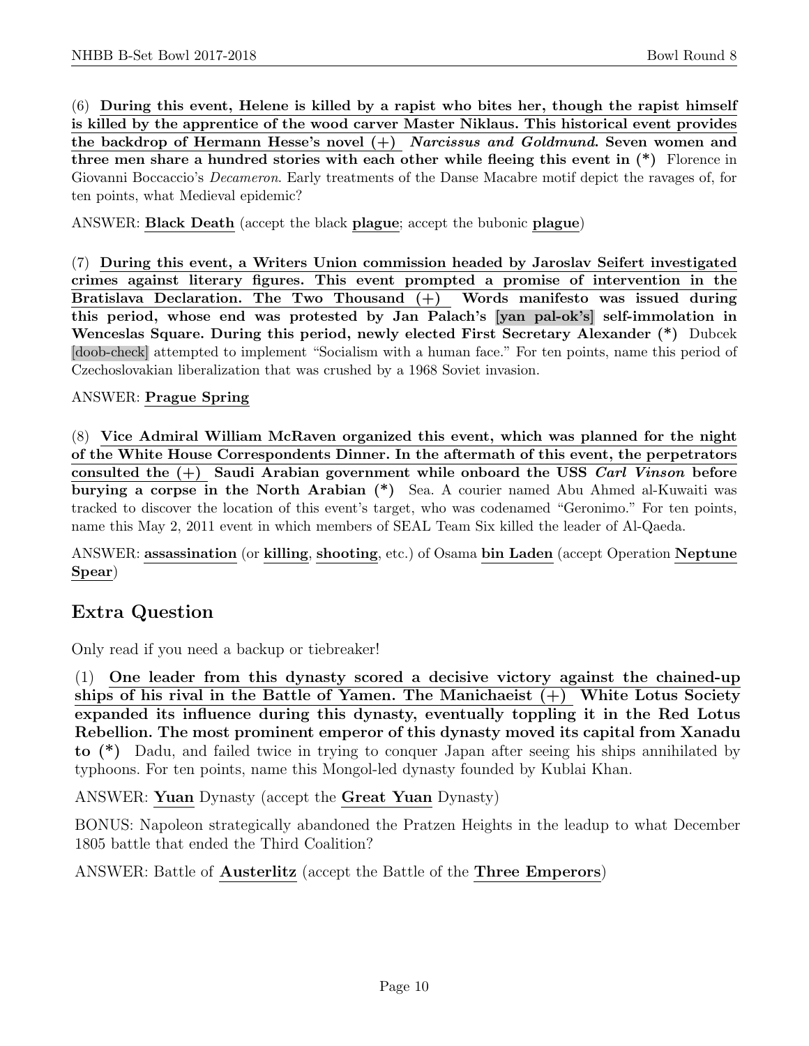(6) **During this event, Helene is killed by a rapist who bites her, though the rapist himself is killed by the apprentice of the wood carver Master Niklaus. This historical event provides the backdrop of Hermann Hesse's novel (+) *Narcissus and Goldmund*. Seven women and three men share a hundred stories with each other while fleeing this event in (*)** Florence in Giovanni Boccaccio's *Decameron*. Early treatments of the Danse Macabre motif depict the ravages of, for ten points, what Medieval epidemic?

ANSWER: **Black Death** (accept the black **plague**; accept the bubonic **plague**)

(7) **During this event, a Writers Union commission headed by Jaroslav Seifert investigated crimes against literary figures. This event prompted a promise of intervention in the Bratislava Declaration. The Two Thousand (+) Words manifesto was issued during this period, whose end was protested by Jan Palach's [yan pal-ok's] self-immolation in Wenceslas Square. During this period, newly elected First Secretary Alexander (*)** Dubcek [doob-check] attempted to implement "Socialism with a human face." For ten points, name this period of Czechoslovakian liberalization that was crushed by a 1968 Soviet invasion.

ANSWER: **Prague Spring**

(8) **Vice Admiral William McRaven organized this event, which was planned for the night of the White House Correspondents Dinner. In the aftermath of this event, the perpetrators consulted the (+) Saudi Arabian government while onboard the USS *Carl Vinson* before burying a corpse in the North Arabian (*)** Sea. A courier named Abu Ahmed al-Kuwaiti was tracked to discover the location of this event's target, who was codenamed "Geronimo." For ten points, name this May 2, 2011 event in which members of SEAL Team Six killed the leader of Al-Qaeda.

ANSWER: **assassination** (or **killing**, **shooting**, etc.) of Osama **bin Laden** (accept Operation **Neptune Spear**)

## Extra Question

Only read if you need a backup or tiebreaker!

(1) **One leader from this dynasty scored a decisive victory against the chained-up ships of his rival in the Battle of Yamen. The Manichaeist (+) White Lotus Society expanded its influence during this dynasty, eventually toppling it in the Red Lotus Rebellion. The most prominent emperor of this dynasty moved its capital from Xanadu to (*)** Dadu, and failed twice in trying to conquer Japan after seeing his ships annihilated by typhoons. For ten points, name this Mongol-led dynasty founded by Kublai Khan.

ANSWER: **Yuan** Dynasty (accept the **Great Yuan** Dynasty)

BONUS: Napoleon strategically abandoned the Pratzen Heights in the leadup to what December 1805 battle that ended the Third Coalition?

ANSWER: Battle of **Austerlitz** (accept the Battle of the **Three Emperors**)